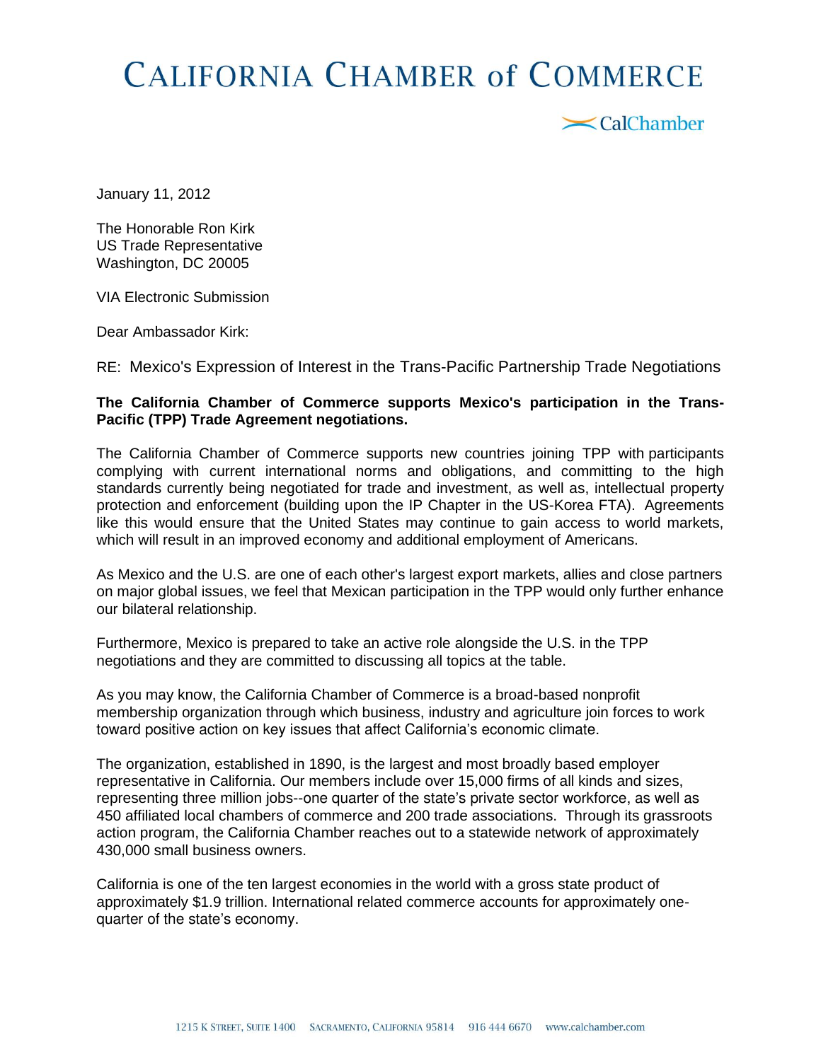# CALIFORNIA CHAMBER of COMMERCE

CalChamber

January 11, 2012

The Honorable Ron Kirk
US Trade Representative
Washington, DC 20005

VIA Electronic Submission

Dear Ambassador Kirk:

RE: Mexico's Expression of Interest in the Trans-Pacific Partnership Trade Negotiations

**The California Chamber of Commerce supports Mexico's participation in the Trans-Pacific (TPP) Trade Agreement negotiations.**

The California Chamber of Commerce supports new countries joining TPP with participants complying with current international norms and obligations, and committing to the high standards currently being negotiated for trade and investment, as well as, intellectual property protection and enforcement (building upon the IP Chapter in the US-Korea FTA). Agreements like this would ensure that the United States may continue to gain access to world markets, which will result in an improved economy and additional employment of Americans.

As Mexico and the U.S. are one of each other's largest export markets, allies and close partners on major global issues, we feel that Mexican participation in the TPP would only further enhance our bilateral relationship.

Furthermore, Mexico is prepared to take an active role alongside the U.S. in the TPP negotiations and they are committed to discussing all topics at the table.

As you may know, the California Chamber of Commerce is a broad-based nonprofit membership organization through which business, industry and agriculture join forces to work toward positive action on key issues that affect California's economic climate.

The organization, established in 1890, is the largest and most broadly based employer representative in California. Our members include over 15,000 firms of all kinds and sizes, representing three million jobs--one quarter of the state's private sector workforce, as well as 450 affiliated local chambers of commerce and 200 trade associations. Through its grassroots action program, the California Chamber reaches out to a statewide network of approximately 430,000 small business owners.

California is one of the ten largest economies in the world with a gross state product of approximately $1.9 trillion. International related commerce accounts for approximately one-quarter of the state's economy.

1215 K Street, Suite 1400 Sacramento, California 95814 916 444 6670 www.calchamber.com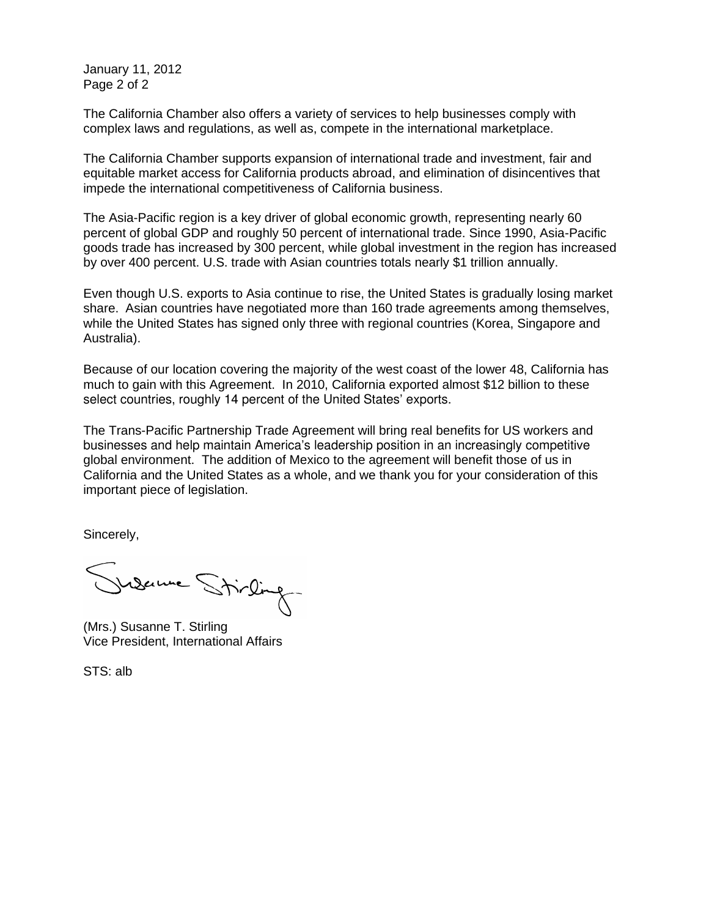The California Chamber also offers a variety of services to help businesses comply with complex laws and regulations, as well as, compete in the international marketplace.

The California Chamber supports expansion of international trade and investment, fair and equitable market access for California products abroad, and elimination of disincentives that impede the international competitiveness of California business.

The Asia-Pacific region is a key driver of global economic growth, representing nearly 60 percent of global GDP and roughly 50 percent of international trade. Since 1990, Asia-Pacific goods trade has increased by 300 percent, while global investment in the region has increased by over 400 percent. U.S. trade with Asian countries totals nearly $1 trillion annually.

Even though U.S. exports to Asia continue to rise, the United States is gradually losing market share. Asian countries have negotiated more than 160 trade agreements among themselves, while the United States has signed only three with regional countries (Korea, Singapore and Australia).

Because of our location covering the majority of the west coast of the lower 48, California has much to gain with this Agreement. In 2010, California exported almost $12 billion to these select countries, roughly 14 percent of the United States' exports.

The Trans-Pacific Partnership Trade Agreement will bring real benefits for US workers and businesses and help maintain America's leadership position in an increasingly competitive global environment. The addition of Mexico to the agreement will benefit those of us in California and the United States as a whole, and we thank you for your consideration of this important piece of legislation.

Sincerely,

Susanne Stirling

(Mrs.) Susanne T. Stirling
Vice President, International Affairs

STS: alb